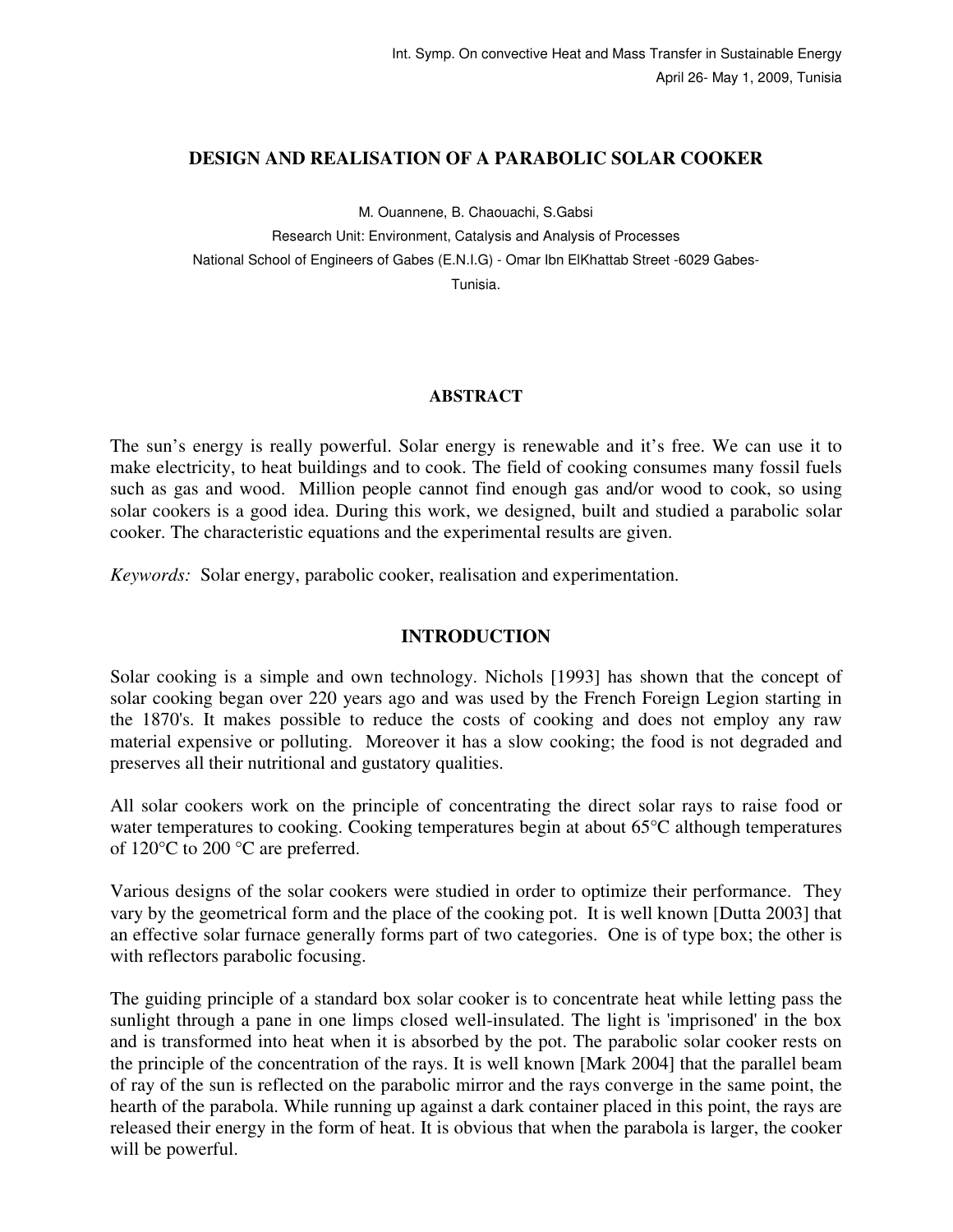# DESIGN AND REALISATION OF A PARABOLIC SOLAR COOKER

M. Ouannene, B. Chaouachi, S.Gabsi

Research Unit: Environment, Catalysis and Analysis of Processes

National School of Engineers of Gabes (E.N.I.G) - Omar Ibn ElKhattab Street -6029 Gabes-Tunisia.

## ABSTRACT

The sun's energy is really powerful. Solar energy is renewable and it's free. We can use it to make electricity, to heat buildings and to cook. The field of cooking consumes many fossil fuels such as gas and wood. Million people cannot find enough gas and/or wood to cook, so using solar cookers is a good idea. During this work, we designed, built and studied a parabolic solar cooker. The characteristic equations and the experimental results are given.

*Keywords:* Solar energy, parabolic cooker, realisation and experimentation.

## INTRODUCTION

Solar cooking is a simple and own technology. Nichols [1993] has shown that the concept of solar cooking began over 220 years ago and was used by the French Foreign Legion starting in the 1870's. It makes possible to reduce the costs of cooking and does not employ any raw material expensive or polluting. Moreover it has a slow cooking; the food is not degraded and preserves all their nutritional and gustatory qualities.

All solar cookers work on the principle of concentrating the direct solar rays to raise food or water temperatures to cooking. Cooking temperatures begin at about 65°C although temperatures of 120°C to 200 °C are preferred.

Various designs of the solar cookers were studied in order to optimize their performance. They vary by the geometrical form and the place of the cooking pot. It is well known [Dutta 2003] that an effective solar furnace generally forms part of two categories. One is of type box; the other is with reflectors parabolic focusing.

The guiding principle of a standard box solar cooker is to concentrate heat while letting pass the sunlight through a pane in one limps closed well-insulated. The light is 'imprisoned' in the box and is transformed into heat when it is absorbed by the pot. The parabolic solar cooker rests on the principle of the concentration of the rays. It is well known [Mark 2004] that the parallel beam of ray of the sun is reflected on the parabolic mirror and the rays converge in the same point, the hearth of the parabola. While running up against a dark container placed in this point, the rays are released their energy in the form of heat. It is obvious that when the parabola is larger, the cooker will be powerful.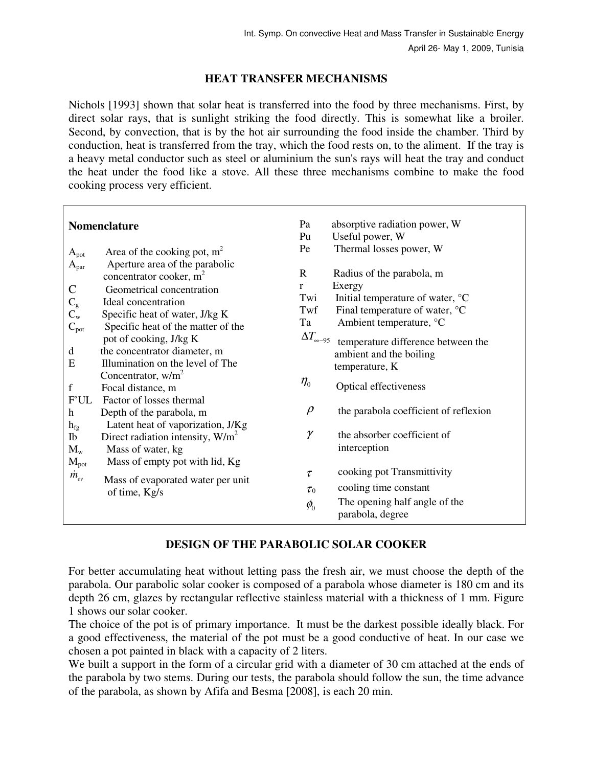## HEAT TRANSFER MECHANISMS

Nichols [1993] shown that solar heat is transferred into the food by three mechanisms. First, by direct solar rays, that is sunlight striking the food directly. This is somewhat like a broiler. Second, by convection, that is by the hot air surrounding the food inside the chamber. Third by conduction, heat is transferred from the tray, which the food rests on, to the aliment. If the tray is a heavy metal conductor such as steel or aluminium the sun's rays will heat the tray and conduct the heat under the food like a stove. All these three mechanisms combine to make the food cooking process very efficient.

**Nomenclature**

| Symbol | Description |
|---|---|
| $A_{pot}$ | Area of the cooking pot, $m^2$ |
| $A_{par}$ | Aperture area of the parabolic concentrator cooker, $m^2$ |
| $C$ | Geometrical concentration |
| $C_g$ | Ideal concentration |
| $C_w$ | Specific heat of water, J/kg K |
| $C_{pot}$ | Specific heat of the matter of the pot of cooking, J/kg K |
| d | the concentrator diameter, m |
| E | Illumination on the level of The Concentrator, w/$m^2$ |
| f | Focal distance, m |
| F'UL | Factor of losses thermal |
| h | Depth of the parabola, m |
| $h_{fg}$ | Latent heat of vaporization, J/Kg |
| Ib | Direct radiation intensity, W/$m^2$ |
| $M_w$ | Mass of water, kg |
| $M_{pot}$ | Mass of empty pot with lid, Kg |
| $\dot{m}_{ev}$ | Mass of evaporated water per unit of time, Kg/s |
| Pa | absorptive radiation power, W |
| Pu | Useful power, W |
| Pe | Thermal losses power, W |
| R | Radius of the parabola, m |
| r | Exergy |
| Twi | Initial temperature of water, °C |
| Twf | Final temperature of water, °C |
| Ta | Ambient temperature, °C |
| $\Delta T_{\infty-95}$ | temperature difference between the ambient and the boiling temperature, K |
| $\eta_0$ | Optical effectiveness |
| $\rho$ | the parabola coefficient of reflexion |
| $\gamma$ | the absorber coefficient of interception |
| $\tau$ | cooking pot Transmittivity |
| $\tau_0$ | cooling time constant |
| $\phi_0$ | The opening half angle of the parabola, degree |

## DESIGN OF THE PARABOLIC SOLAR COOKER

For better accumulating heat without letting pass the fresh air, we must choose the depth of the parabola. Our parabolic solar cooker is composed of a parabola whose diameter is 180 cm and its depth 26 cm, glazes by rectangular reflective stainless material with a thickness of 1 mm. Figure 1 shows our solar cooker.

The choice of the pot is of primary importance. It must be the darkest possible ideally black. For a good effectiveness, the material of the pot must be a good conductive of heat. In our case we chosen a pot painted in black with a capacity of 2 liters.

We built a support in the form of a circular grid with a diameter of 30 cm attached at the ends of the parabola by two stems. During our tests, the parabola should follow the sun, the time advance of the parabola, as shown by Afifa and Besma [2008], is each 20 min.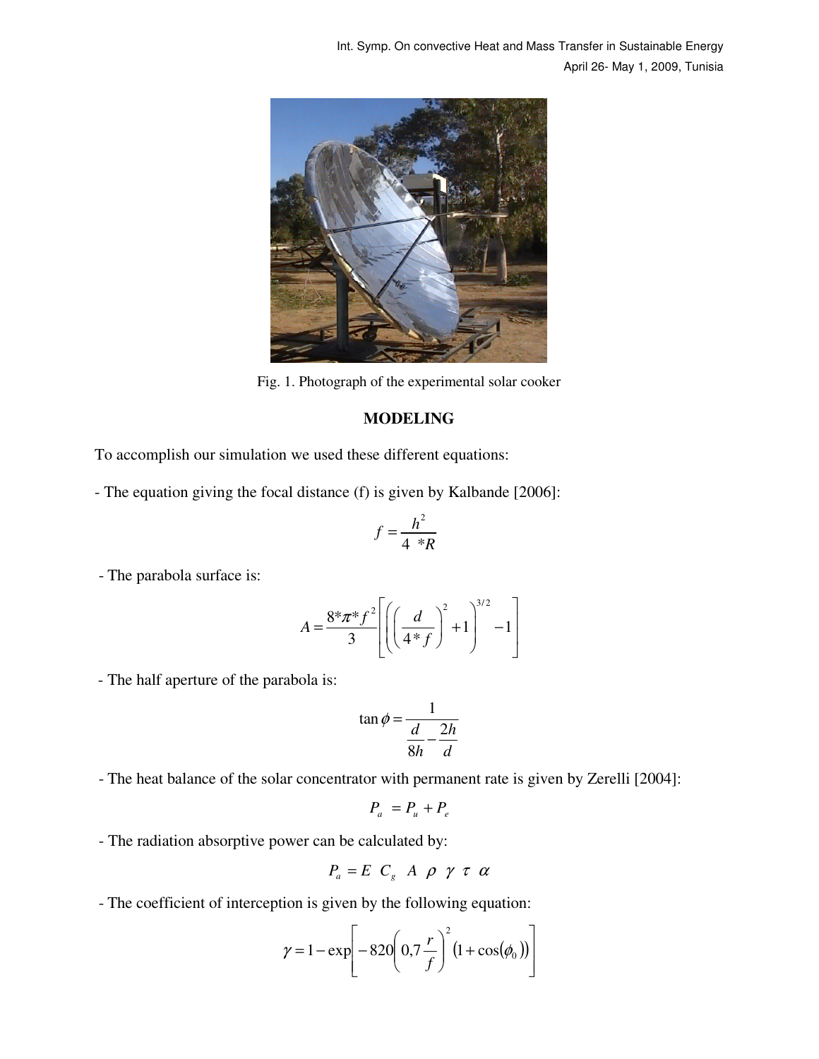Fig. 1. Photograph of the experimental solar cooker

## MODELING

To accomplish our simulation we used these different equations:

- The equation giving the focal distance (f) is given by Kalbande [2006]:

$$f = \frac{h^2}{4\ *R}$$

- The parabola surface is:

$$A = \frac{8*\pi*f^2}{3}\left[\left(\left(\frac{d}{4*f}\right)^2 + 1\right)^{3/2} - 1\right]$$

- The half aperture of the parabola is:

$$\tan\phi = \frac{1}{\dfrac{d}{8h} - \dfrac{2h}{d}}$$

- The heat balance of the solar concentrator with permanent rate is given by Zerelli [2004]:

$$P_a = P_u + P_e$$

- The radiation absorptive power can be calculated by:

$$P_a = E\ C_g\ A\ \rho\ \gamma\ \tau\ \alpha$$

- The coefficient of interception is given by the following equation:

$$\gamma = 1 - \exp\left[-820\left(0{,}7\frac{r}{f}\right)^2\left(1 + \cos(\phi_0)\right)\right]$$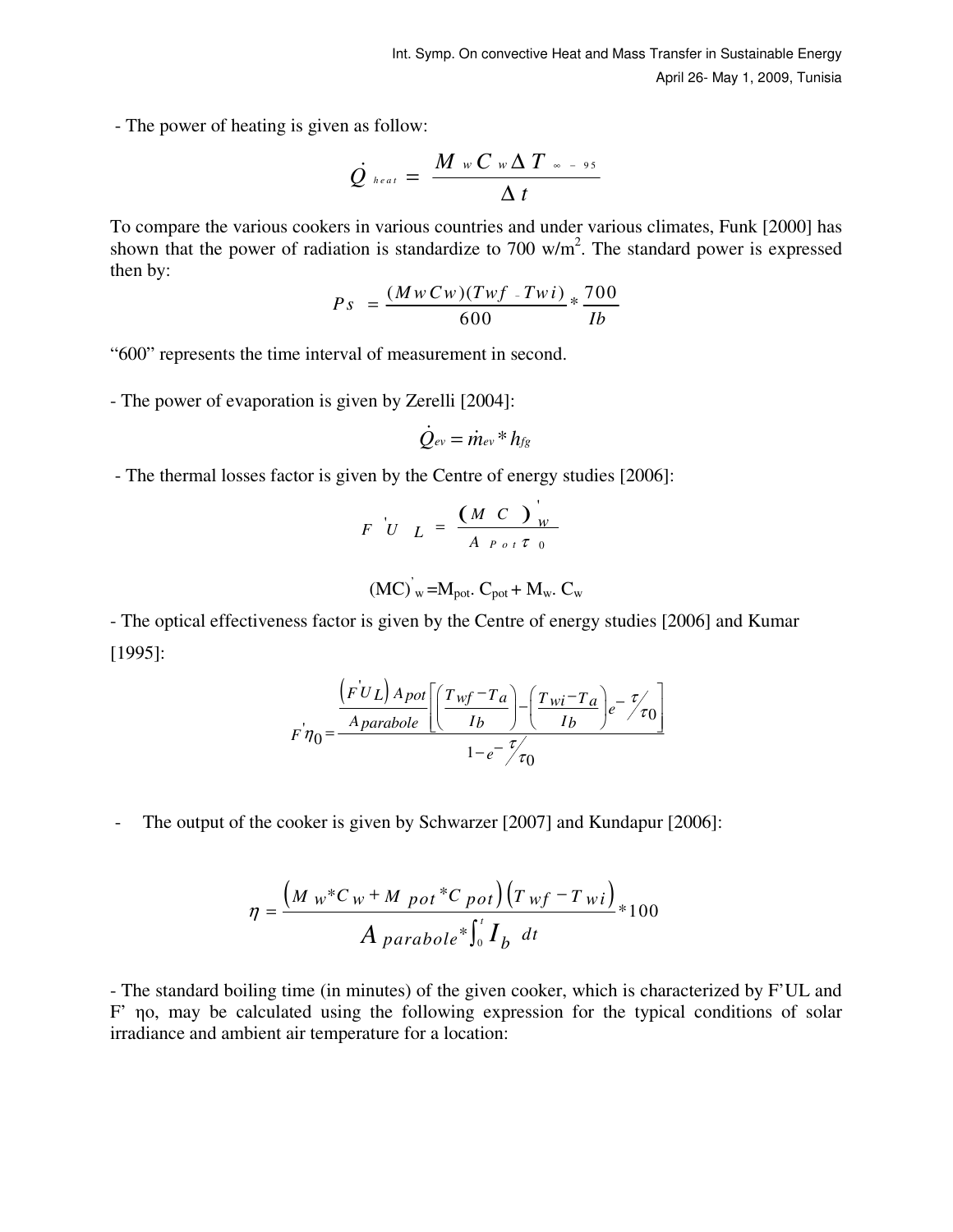- The power of heating is given as follow:

$$\dot{Q}_{heat} = \frac{M_w C_w \Delta T_{\infty - 95}}{\Delta t}$$

To compare the various cookers in various countries and under various climates, Funk [2000] has shown that the power of radiation is standardize to 700 w/m$^2$. The standard power is expressed then by:

$$Ps = \frac{(Mw\,Cw)(Twf - Twi)}{600} * \frac{700}{Ib}$$

"600" represents the time interval of measurement in second.

- The power of evaporation is given by Zerelli [2004]:

$$\dot{Q}_{ev} = \dot{m}_{ev} * h_{fg}$$

- The thermal losses factor is given by the Centre of energy studies [2006]:

$$F' U_L = \frac{(M\ C)'_w}{A_{Pot}\,\tau_0}$$

$$(MC)'_w = M_{pot}.\ C_{pot} + M_w.\ C_w$$

- The optical effectiveness factor is given by the Centre of energy studies [2006] and Kumar [1995]:

$$F'\eta_0 = \frac{\dfrac{\left(F'U_L\right) A_{pot}}{A_{parabole}}\left[\left(\dfrac{T_{wf} - T_a}{Ib}\right) - \left(\dfrac{T_{wi} - T_a}{Ib}\right)e^{-\tau/\tau_0}\right]}{1 - e^{-\tau/\tau_0}}$$

- The output of the cooker is given by Schwarzer [2007] and Kundapur [2006]:

$$\eta = \frac{\left(M_w * C_w + M_{pot} * C_{pot}\right)\left(T_{wf} - T_{wi}\right)}{A_{parabole} * \int_0^t I_b\ dt} * 100$$

- The standard boiling time (in minutes) of the given cooker, which is characterized by F'UL and F' ηo, may be calculated using the following expression for the typical conditions of solar irradiance and ambient air temperature for a location: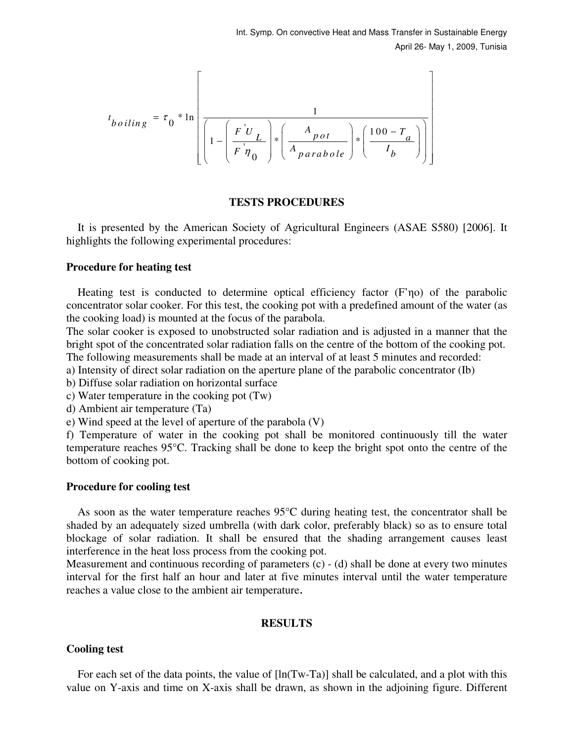$$t_{boiling} = \tau_0 * \ln\left[\frac{1}{\left(1-\left(\frac{F^{'}U_L}{F^{'}\eta_0}\right)*\left(\frac{A_{pot}}{A_{parabole}}\right)*\left(\frac{100-T_a}{I_b}\right)\right)}\right]$$

## TESTS PROCEDURES

It is presented by the American Society of Agricultural Engineers (ASAE S580) [2006]. It highlights the following experimental procedures:

### Procedure for heating test

Heating test is conducted to determine optical efficiency factor (F'ηo) of the parabolic concentrator solar cooker. For this test, the cooking pot with a predefined amount of the water (as the cooking load) is mounted at the focus of the parabola.

The solar cooker is exposed to unobstructed solar radiation and is adjusted in a manner that the bright spot of the concentrated solar radiation falls on the centre of the bottom of the cooking pot. The following measurements shall be made at an interval of at least 5 minutes and recorded:

a) Intensity of direct solar radiation on the aperture plane of the parabolic concentrator (Ib)
b) Diffuse solar radiation on horizontal surface
c) Water temperature in the cooking pot (Tw)
d) Ambient air temperature (Ta)
e) Wind speed at the level of aperture of the parabola (V)
f) Temperature of water in the cooking pot shall be monitored continuously till the water temperature reaches 95°C. Tracking shall be done to keep the bright spot onto the centre of the bottom of cooking pot.

### Procedure for cooling test

As soon as the water temperature reaches 95°C during heating test, the concentrator shall be shaded by an adequately sized umbrella (with dark color, preferably black) so as to ensure total blockage of solar radiation. It shall be ensured that the shading arrangement causes least interference in the heat loss process from the cooking pot.

Measurement and continuous recording of parameters (c) - (d) shall be done at every two minutes interval for the first half an hour and later at five minutes interval until the water temperature reaches a value close to the ambient air temperature.

## RESULTS

### Cooling test

For each set of the data points, the value of [ln(Tw-Ta)] shall be calculated, and a plot with this value on Y-axis and time on X-axis shall be drawn, as shown in the adjoining figure. Different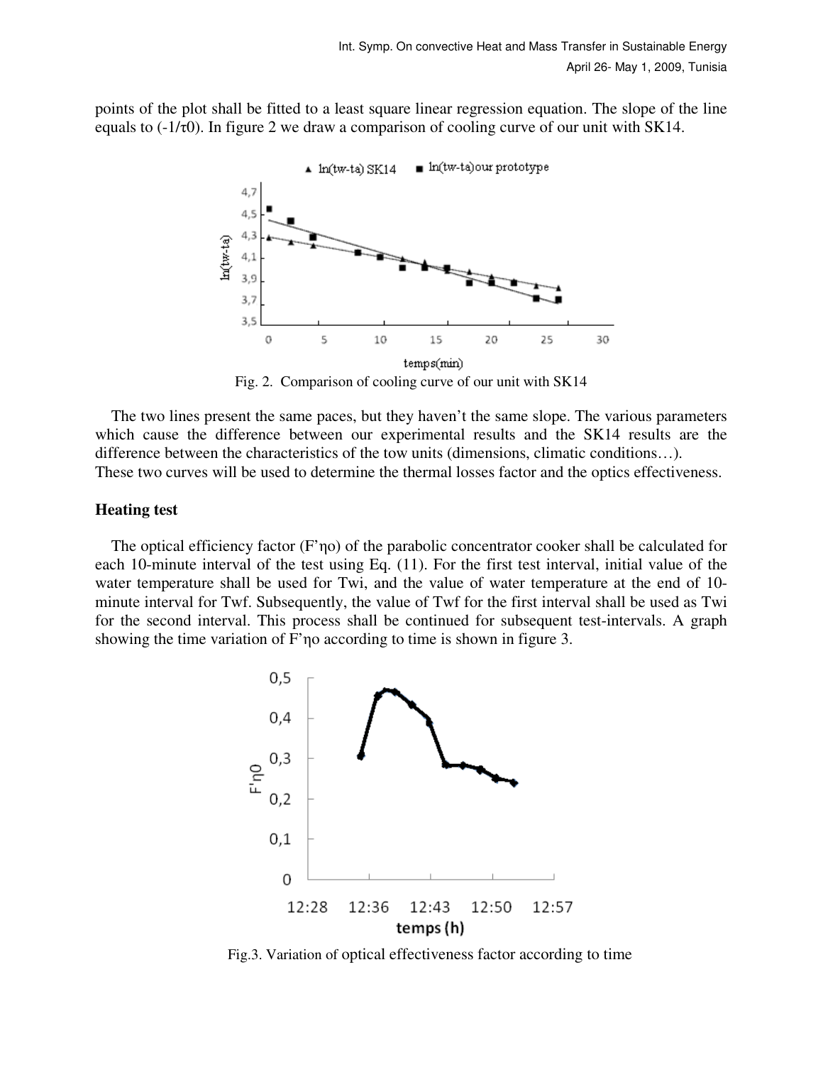points of the plot shall be fitted to a least square linear regression equation. The slope of the line equals to $(-1/\tau 0)$. In figure 2 we draw a comparison of cooling curve of our unit with SK14.

Fig. 2. Comparison of cooling curve of our unit with SK14

The two lines present the same paces, but they haven't the same slope. The various parameters which cause the difference between our experimental results and the SK14 results are the difference between the characteristics of the tow units (dimensions, climatic conditions…).
These two curves will be used to determine the thermal losses factor and the optics effectiveness.

**Heating test**

The optical efficiency factor ($F'\eta o$) of the parabolic concentrator cooker shall be calculated for each 10-minute interval of the test using Eq. (11). For the first test interval, initial value of the water temperature shall be used for Twi, and the value of water temperature at the end of 10-minute interval for Twf. Subsequently, the value of Twf for the first interval shall be used as Twi for the second interval. This process shall be continued for subsequent test-intervals. A graph showing the time variation of $F'\eta o$ according to time is shown in figure 3.

Fig.3. Variation of optical effectiveness factor according to time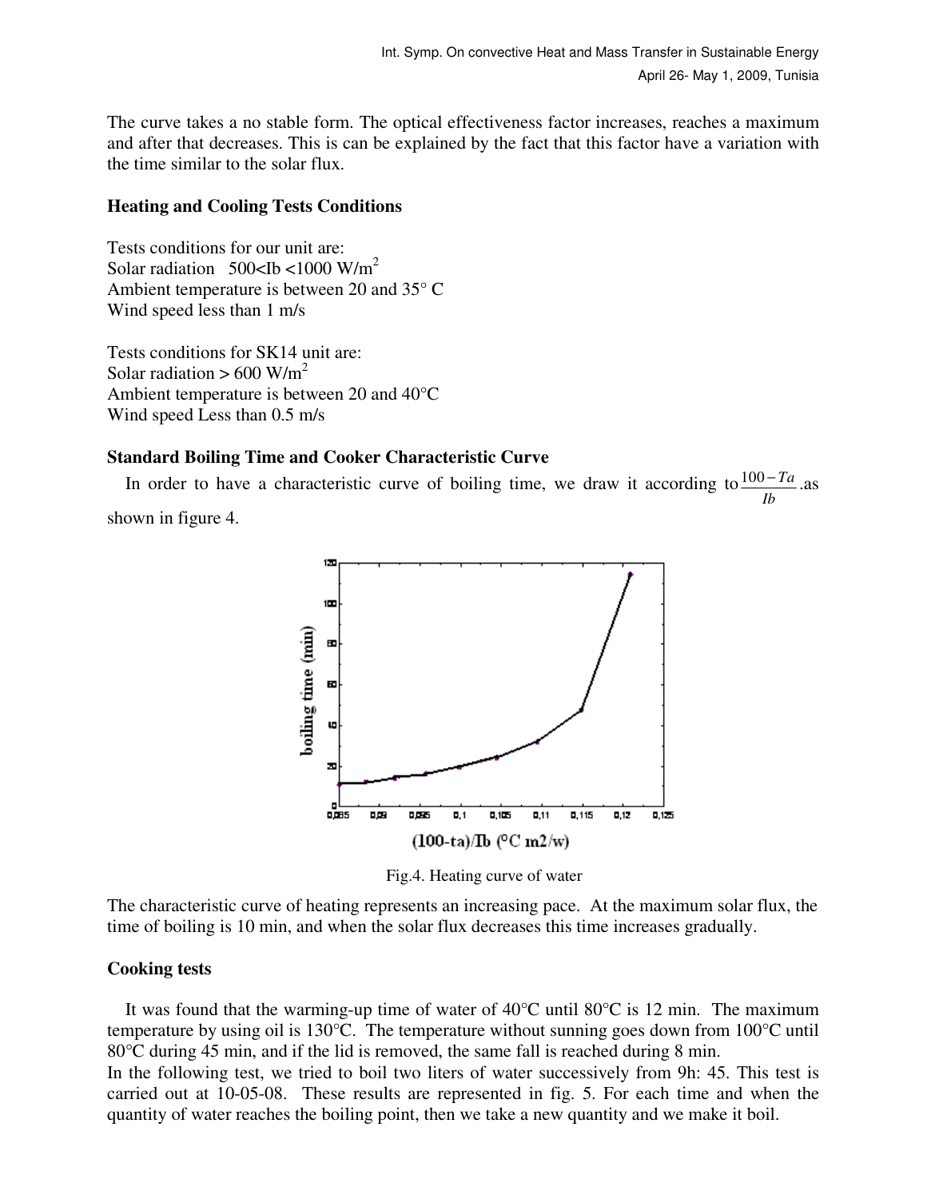The curve takes a no stable form. The optical effectiveness factor increases, reaches a maximum and after that decreases. This is can be explained by the fact that this factor have a variation with the time similar to the solar flux.

### Heating and Cooling Tests Conditions

Tests conditions for our unit are:
Solar radiation $500 < Ib < 1000$ W/m$^2$
Ambient temperature is between 20 and 35° C
Wind speed less than 1 m/s

Tests conditions for SK14 unit are:
Solar radiation > 600 W/m$^2$
Ambient temperature is between 20 and 40°C
Wind speed Less than 0.5 m/s

### Standard Boiling Time and Cooker Characteristic Curve

In order to have a characteristic curve of boiling time, we draw it according to $\frac{100-Ta}{Ib}$.as shown in figure 4.

Fig.4. Heating curve of water

The characteristic curve of heating represents an increasing pace. At the maximum solar flux, the time of boiling is 10 min, and when the solar flux decreases this time increases gradually.

### Cooking tests

It was found that the warming-up time of water of 40°C until 80°C is 12 min. The maximum temperature by using oil is 130°C. The temperature without sunning goes down from 100°C until 80°C during 45 min, and if the lid is removed, the same fall is reached during 8 min.
In the following test, we tried to boil two liters of water successively from 9h: 45. This test is carried out at 10-05-08. These results are represented in fig. 5. For each time and when the quantity of water reaches the boiling point, then we take a new quantity and we make it boil.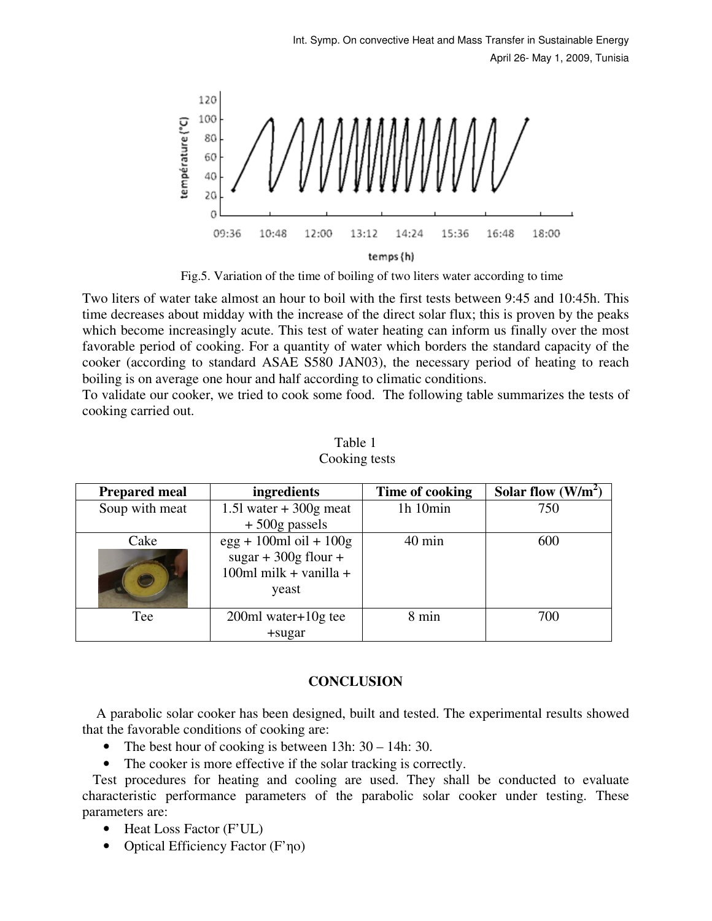Fig.5. Variation of the time of boiling of two liters water according to time

Two liters of water take almost an hour to boil with the first tests between 9:45 and 10:45h. This time decreases about midday with the increase of the direct solar flux; this is proven by the peaks which become increasingly acute. This test of water heating can inform us finally over the most favorable period of cooking. For a quantity of water which borders the standard capacity of the cooker (according to standard ASAE S580 JAN03), the necessary period of heating to reach boiling is on average one hour and half according to climatic conditions.

To validate our cooker, we tried to cook some food. The following table summarizes the tests of cooking carried out.

Table 1
Cooking tests

| Prepared meal | ingredients | Time of cooking | Solar flow (W/m$^2$) |
|---|---|---|---|
| Soup with meat | 1.5l water + 300g meat + 500g passels | 1h 10min | 750 |
| Cake | egg + 100ml oil + 100g sugar + 300g flour + 100ml milk + vanilla + yeast | 40 min | 600 |
| Tee | 200ml water+10g tee +sugar | 8 min | 700 |

## CONCLUSION

A parabolic solar cooker has been designed, built and tested. The experimental results showed that the favorable conditions of cooking are:

- The best hour of cooking is between 13h: 30 – 14h: 30.
- The cooker is more effective if the solar tracking is correctly.

Test procedures for heating and cooling are used. They shall be conducted to evaluate characteristic performance parameters of the parabolic solar cooker under testing. These parameters are:

- Heat Loss Factor ($F'U_L$)
- Optical Efficiency Factor ($F'\eta_o$)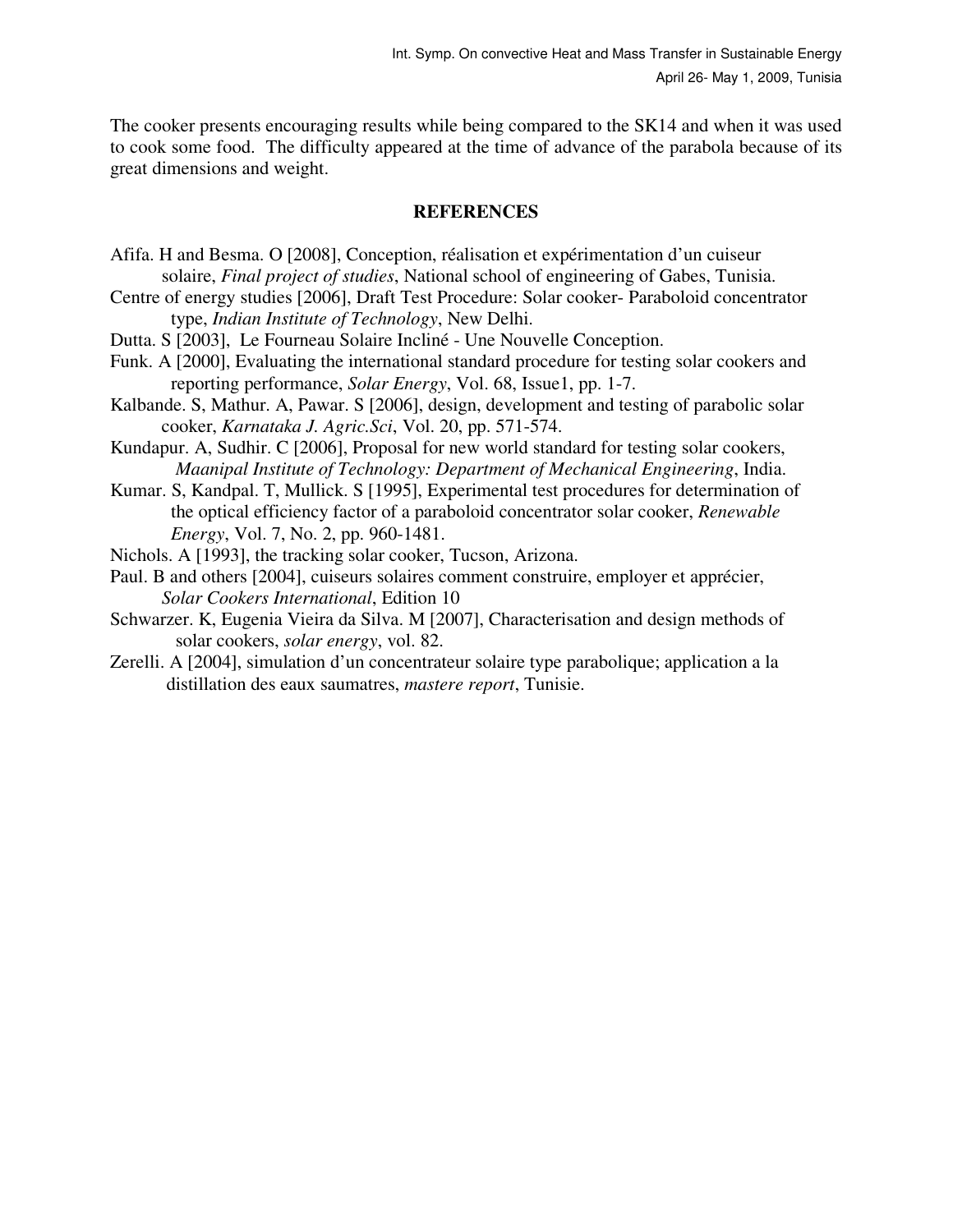The cooker presents encouraging results while being compared to the SK14 and when it was used to cook some food. The difficulty appeared at the time of advance of the parabola because of its great dimensions and weight.

## REFERENCES

Afifa. H and Besma. O [2008], Conception, réalisation et expérimentation d'un cuiseur solaire, *Final project of studies*, National school of engineering of Gabes, Tunisia.

Centre of energy studies [2006], Draft Test Procedure: Solar cooker- Paraboloid concentrator type, *Indian Institute of Technology*, New Delhi.

Dutta. S [2003], Le Fourneau Solaire Incliné - Une Nouvelle Conception.

Funk. A [2000], Evaluating the international standard procedure for testing solar cookers and reporting performance, *Solar Energy*, Vol. 68, Issue1, pp. 1-7.

Kalbande. S, Mathur. A, Pawar. S [2006], design, development and testing of parabolic solar cooker, *Karnataka J. Agric.Sci*, Vol. 20, pp. 571-574.

Kundapur. A, Sudhir. C [2006], Proposal for new world standard for testing solar cookers, *Maanipal Institute of Technology: Department of Mechanical Engineering*, India.

Kumar. S, Kandpal. T, Mullick. S [1995], Experimental test procedures for determination of the optical efficiency factor of a paraboloid concentrator solar cooker, *Renewable Energy*, Vol. 7, No. 2, pp. 960-1481.

Nichols. A [1993], the tracking solar cooker, Tucson, Arizona.

Paul. B and others [2004], cuiseurs solaires comment construire, employer et apprécier, *Solar Cookers International*, Edition 10

Schwarzer. K, Eugenia Vieira da Silva. M [2007], Characterisation and design methods of solar cookers, *solar energy*, vol. 82.

Zerelli. A [2004], simulation d'un concentrateur solaire type parabolique; application a la distillation des eaux saumatres, *mastere report*, Tunisie.